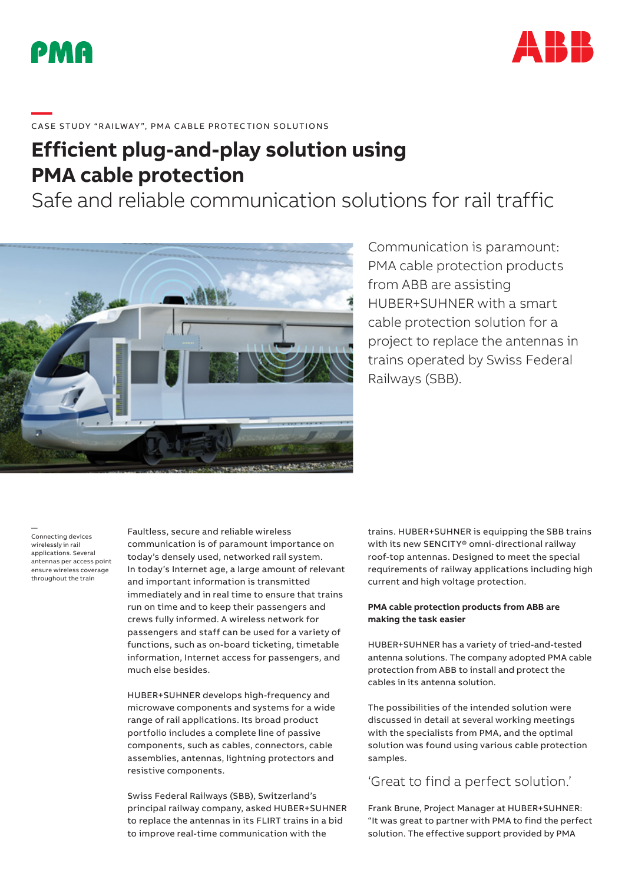CASE STUDY "RAILWAY", PMA CABLE PROTECTION SOLUTIONS

# Efficient plug-and-play solution using PMA cable protection

## Safe and reliable communication solutions for rail traffic

Communication is paramount: PMA cable protection products from ABB are assisting HUBER+SUHNER with a smart cable protection solution for a project to replace the antennas in trains operated by Swiss Federal Railways (SBB).

Connecting devices wirelessly in rail applications. Several antennas per access point ensure wireless coverage throughout the train

Faultless, secure and reliable wireless communication is of paramount importance on today's densely used, networked rail system. In today's Internet age, a large amount of relevant and important information is transmitted immediately and in real time to ensure that trains run on time and to keep their passengers and crews fully informed. A wireless network for passengers and staff can be used for a variety of functions, such as on-board ticketing, timetable information, Internet access for passengers, and much else besides.

HUBER+SUHNER develops high-frequency and microwave components and systems for a wide range of rail applications. Its broad product portfolio includes a complete line of passive components, such as cables, connectors, cable assemblies, antennas, lightning protectors and resistive components.

Swiss Federal Railways (SBB), Switzerland's principal railway company, asked HUBER+SUHNER to replace the antennas in its FLIRT trains in a bid to improve real-time communication with the trains. HUBER+SUHNER is equipping the SBB trains with its new SENCITY® omni-directional railway roof-top antennas. Designed to meet the special requirements of railway applications including high current and high voltage protection.

**PMA cable protection products from ABB are making the task easier**

HUBER+SUHNER has a variety of tried-and-tested antenna solutions. The company adopted PMA cable protection from ABB to install and protect the cables in its antenna solution.

The possibilities of the intended solution were discussed in detail at several working meetings with the specialists from PMA, and the optimal solution was found using various cable protection samples.

## 'Great to find a perfect solution.'

Frank Brune, Project Manager at HUBER+SUHNER: "It was great to partner with PMA to find the perfect solution. The effective support provided by PMA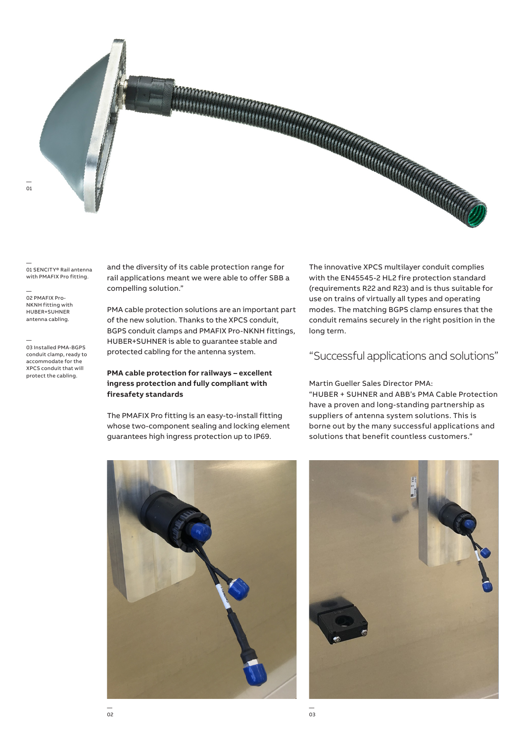01 SENCITY® Rail antenna with PMAFIX Pro fitting.

02 PMAFIX Pro-NKNH fitting with HUBER+SUHNER antenna cabling.

03 Installed PMA-BGPS conduit clamp, ready to accommodate for the XPCS conduit that will protect the cabling.

and the diversity of its cable protection range for rail applications meant we were able to offer SBB a compelling solution."

PMA cable protection solutions are an important part of the new solution. Thanks to the XPCS conduit, BGPS conduit clamps and PMAFIX Pro-NKNH fittings, HUBER+SUHNER is able to guarantee stable and protected cabling for the antenna system.

**PMA cable protection for railways – excellent ingress protection and fully compliant with firesafety standards**

The PMAFIX Pro fitting is an easy-to-install fitting whose two-component sealing and locking element guarantees high ingress protection up to IP69.

The innovative XPCS multilayer conduit complies with the EN45545-2 HL2 fire protection standard (requirements R22 and R23) and is thus suitable for use on trains of virtually all types and operating modes. The matching BGPS clamp ensures that the conduit remains securely in the right position in the long term.

## "Successful applications and solutions"

Martin Gueller Sales Director PMA:
"HUBER + SUHNER and ABB's PMA Cable Protection have a proven and long-standing partnership as suppliers of antenna system solutions. This is borne out by the many successful applications and solutions that benefit countless customers."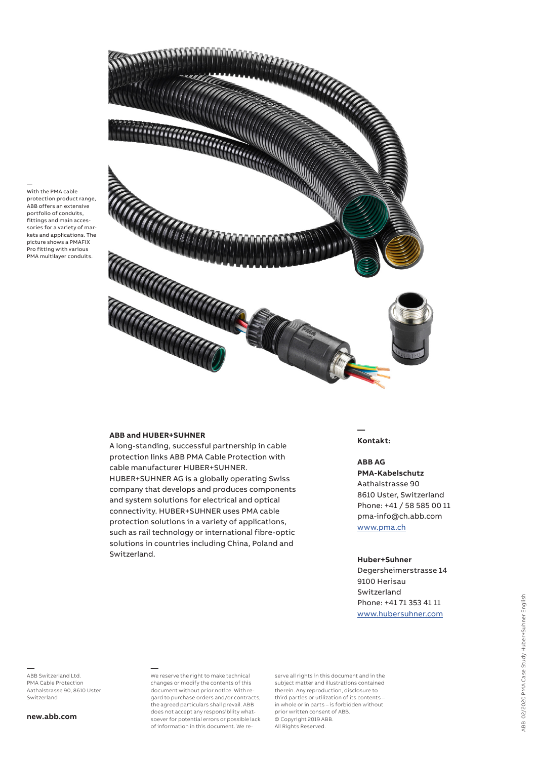With the PMA cable protection product range, ABB offers an extensive portfolio of conduits, fittings and main accessories for a variety of markets and applications. The picture shows a PMAFIX Pro fitting with various PMA multilayer conduits.

**ABB and HUBER+SUHNER**

A long-standing, successful partnership in cable protection links ABB PMA Cable Protection with cable manufacturer HUBER+SUHNER. HUBER+SUHNER AG is a globally operating Swiss company that develops and produces components and system solutions for electrical and optical connectivity. HUBER+SUHNER uses PMA cable protection solutions in a variety of applications, such as rail technology or international fibre-optic solutions in countries including China, Poland and Switzerland.

**Kontakt:**

**ABB AG**
**PMA-Kabelschutz**
Aathalstrasse 90
8610 Uster, Switzerland
Phone: +41 / 58 585 00 11
pma-info@ch.abb.com
www.pma.ch

**Huber+Suhner**
Degersheimerstrasse 14
9100 Herisau
Switzerland
Phone: +41 71 353 41 11
www.hubersuhner.com

ABB Switzerland Ltd.
PMA Cable Protection
Aathalstrasse 90, 8610 Uster
Switzerland

**new.abb.com**

We reserve the right to make technical changes or modify the contents of this document without prior notice. With regard to purchase orders and/or contracts, the agreed particulars shall prevail. ABB does not accept any responsibility whatsoever for potential errors or possible lack of information in this document. We reserve all rights in this document and in the subject matter and illustrations contained therein. Any reproduction, disclosure to third parties or utilization of its contents – in whole or in parts – is forbidden without prior written consent of ABB.
© Copyright 2019 ABB.
All Rights Reserved.

ABB 02/2020 PMA Case Study Huber+Suhner English